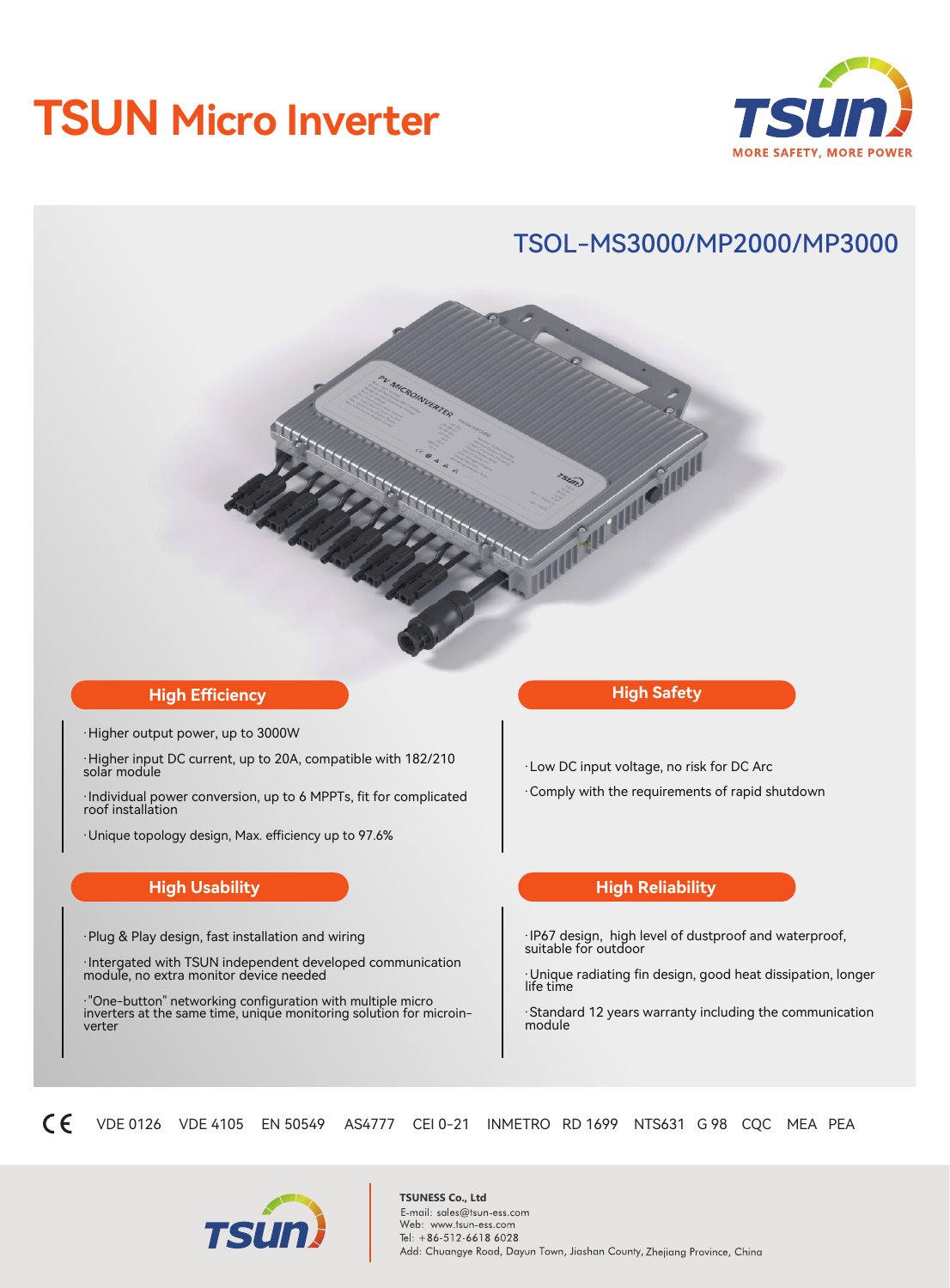# TSUN Micro Inverter

MORE SAFETY, MORE POWER

## TSOL-MS3000/MP2000/MP3000

### High Efficiency

- Higher output power, up to 3000W
- Higher input DC current, up to 20A, compatible with 182/210 solar module
- Individual power conversion, up to 6 MPPTs, fit for complicated roof installation
- Unique topology design, Max. efficiency up to 97.6%

### High Safety

- Low DC input voltage, no risk for DC Arc
- Comply with the requirements of rapid shutdown

### High Usability

- Plug & Play design, fast installation and wiring
- Intergated with TSUN independent developed communication module, no extra monitor device needed
- "One-button" networking configuration with multiple micro inverters at the same time, unique monitoring solution for microin-verter

### High Reliability

- IP67 design, high level of dustproof and waterproof, suitable for outdoor
- Unique radiating fin design, good heat dissipation, longer life time
- Standard 12 years warranty including the communication module

CE VDE 0126 VDE 4105 EN 50549 AS4777 CEI 0-21 INMETRO RD 1699 NTS631 G 98 CQC MEA PEA

**TSUNESS Co., Ltd**
E-mail: sales@tsun-ess.com
Web: www.tsun-ess.com
Tel: +86-512-6618 6028
Add: Chuangye Road, Dayun Town, Jiashan County, Zhejiang Province, China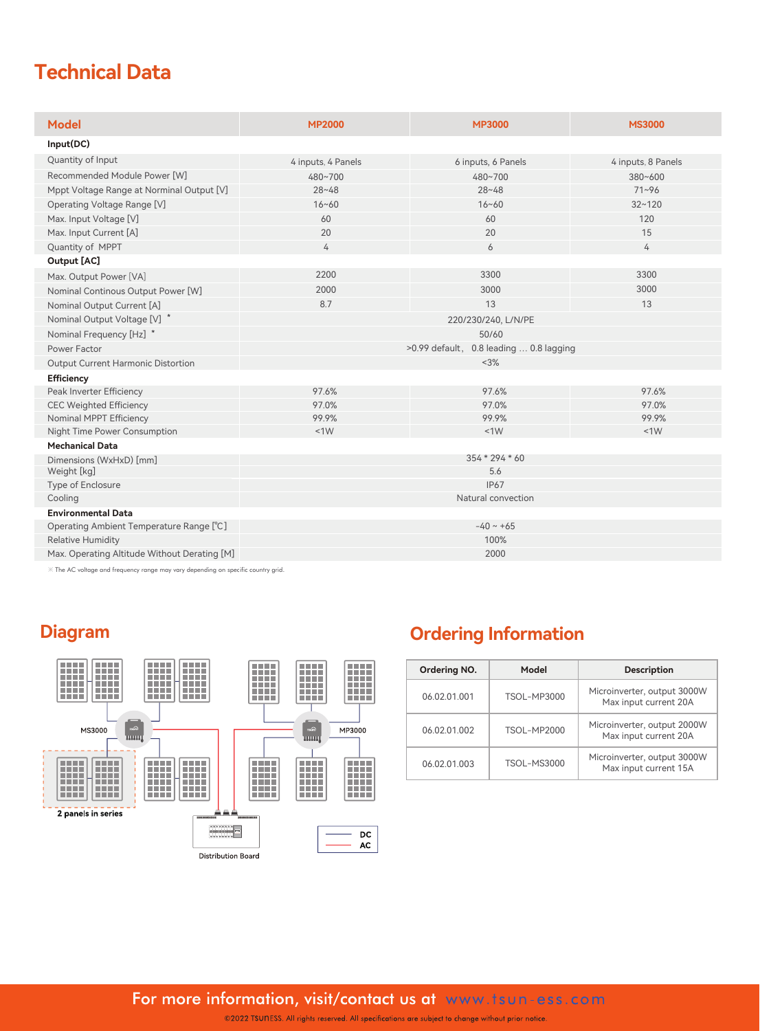# Technical Data

| Model | MP2000 | MP3000 | MS3000 |
|---|---|---|---|
| **Input(DC)** | | | |
| Quantity of Input | 4 inputs, 4 Panels | 6 inputs, 6 Panels | 4 inputs, 8 Panels |
| Recommended Module Power [W] | 480~700 | 480~700 | 380~600 |
| Mppt Voltage Range at Norminal Output [V] | 28~48 | 28~48 | 71~96 |
| Operating Voltage Range [V] | 16~60 | 16~60 | 32~120 |
| Max. Input Voltage [V] | 60 | 60 | 120 |
| Max. Input Current [A] | 20 | 20 | 15 |
| Quantity of MPPT | 4 | 6 | 4 |
| **Output [AC]** | | | |
| Max. Output Power [VA] | 2200 | 3300 | 3300 |
| Nominal Continous Output Power [W] | 2000 | 3000 | 3000 |
| Nominal Output Current [A] | 8.7 | 13 | 13 |
| Nominal Output Voltage [V] * | 220/230/240, L/N/PE | | |
| Nominal Frequency [Hz] * | 50/60 | | |
| Power Factor | >0.99 default, 0.8 leading … 0.8 lagging | | |
| Output Current Harmonic Distortion | <3% | | |
| **Efficiency** | | | |
| Peak Inverter Efficiency | 97.6% | 97.6% | 97.6% |
| CEC Weighted Efficiency | 97.0% | 97.0% | 97.0% |
| Nominal MPPT Efficiency | 99.9% | 99.9% | 99.9% |
| Night Time Power Consumption | <1W | <1W | <1W |
| **Mechanical Data** | | | |
| Dimensions (WxHxD) [mm] | 354 * 294 * 60 | | |
| Weight [kg] | 5.6 | | |
| Type of Enclosure | IP67 | | |
| Cooling | Natural convection | | |
| **Environmental Data** | | | |
| Operating Ambient Temperature Range [℃] | -40 ~ +65 | | |
| Relative Humidity | 100% | | |
| Max. Operating Altitude Without Derating [M] | 2000 | | |

※ The AC voltage and frequency range may vary depending on specific country grid.

## Diagram

MS3000

MP3000

2 panels in series

Distribution Board

DC

AC

## Ordering Information

| Ordering NO. | Model | Description |
|---|---|---|
| 06.02.01.001 | TSOL-MP3000 | Microinverter, output 3000W Max input current 20A |
| 06.02.01.002 | TSOL-MP2000 | Microinverter, output 2000W Max input current 20A |
| 06.02.01.003 | TSOL-MS3000 | Microinverter, output 3000W Max input current 15A |

For more information, visit/contact us at www.tsun-ess.com

©2022 TSUNESS. All rights reserved. All specifications are subject to change without prior notice.